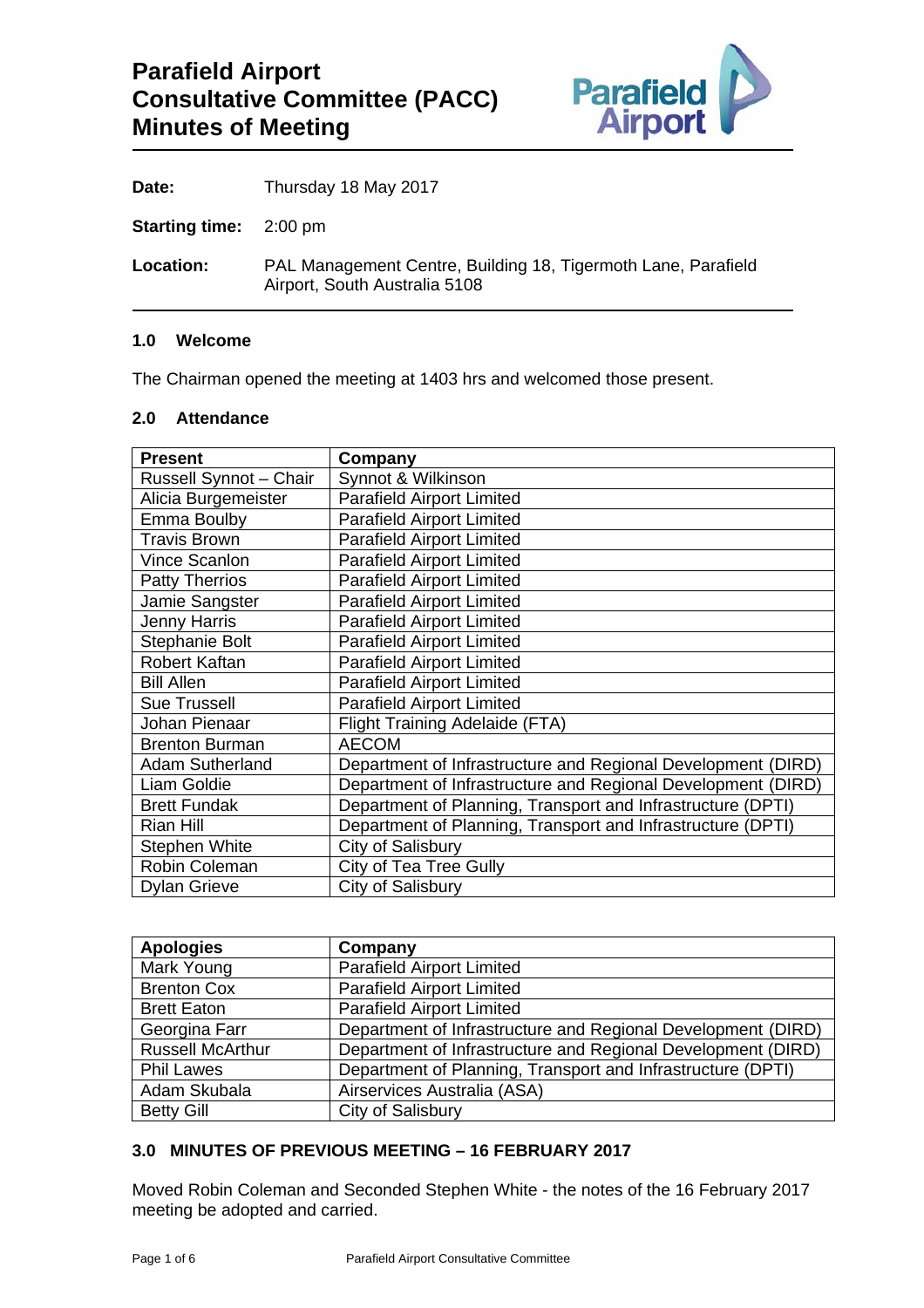# Parafield Airport Consultative Committee (PACC) Minutes of Meeting

**Date:** Thursday 18 May 2017

**Starting time:** 2:00 pm

**Location:** PAL Management Centre, Building 18, Tigermoth Lane, Parafield Airport, South Australia 5108

## 1.0 Welcome

The Chairman opened the meeting at 1403 hrs and welcomed those present.

## 2.0 Attendance

| Present | Company |
| --- | --- |
| Russell Synnot – Chair | Synnot & Wilkinson |
| Alicia Burgemeister | Parafield Airport Limited |
| Emma Boulby | Parafield Airport Limited |
| Travis Brown | Parafield Airport Limited |
| Vince Scanlon | Parafield Airport Limited |
| Patty Therrios | Parafield Airport Limited |
| Jamie Sangster | Parafield Airport Limited |
| Jenny Harris | Parafield Airport Limited |
| Stephanie Bolt | Parafield Airport Limited |
| Robert Kaftan | Parafield Airport Limited |
| Bill Allen | Parafield Airport Limited |
| Sue Trussell | Parafield Airport Limited |
| Johan Pienaar | Flight Training Adelaide (FTA) |
| Brenton Burman | AECOM |
| Adam Sutherland | Department of Infrastructure and Regional Development (DIRD) |
| Liam Goldie | Department of Infrastructure and Regional Development (DIRD) |
| Brett Fundak | Department of Planning, Transport and Infrastructure (DPTI) |
| Rian Hill | Department of Planning, Transport and Infrastructure (DPTI) |
| Stephen White | City of Salisbury |
| Robin Coleman | City of Tea Tree Gully |
| Dylan Grieve | City of Salisbury |

| Apologies | Company |
| --- | --- |
| Mark Young | Parafield Airport Limited |
| Brenton Cox | Parafield Airport Limited |
| Brett Eaton | Parafield Airport Limited |
| Georgina Farr | Department of Infrastructure and Regional Development (DIRD) |
| Russell McArthur | Department of Infrastructure and Regional Development (DIRD) |
| Phil Lawes | Department of Planning, Transport and Infrastructure (DPTI) |
| Adam Skubala | Airservices Australia (ASA) |
| Betty Gill | City of Salisbury |

## 3.0 MINUTES OF PREVIOUS MEETING – 16 FEBRUARY 2017

Moved Robin Coleman and Seconded Stephen White - the notes of the 16 February 2017 meeting be adopted and carried.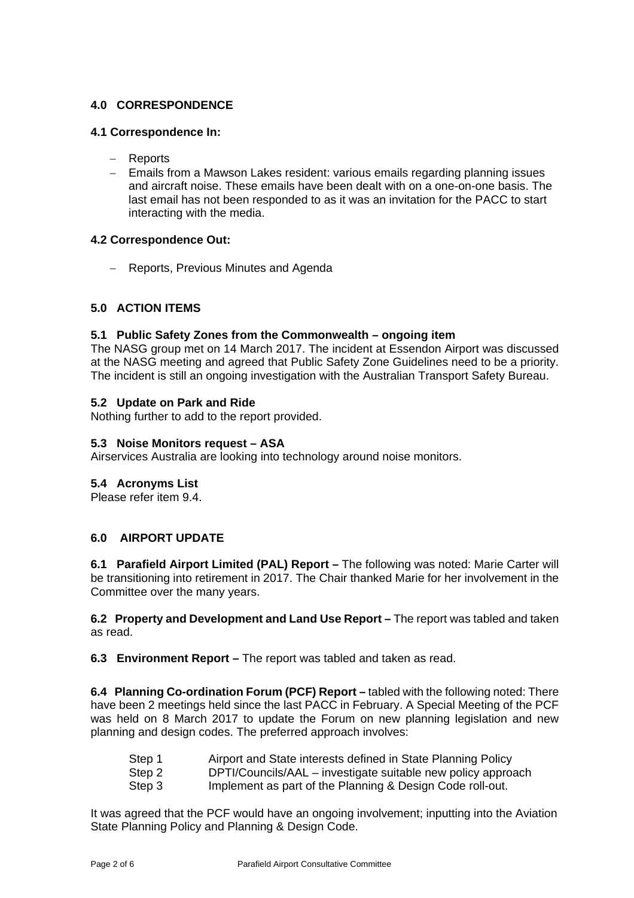## 4.0 CORRESPONDENCE

### 4.1 Correspondence In:

- Reports
- Emails from a Mawson Lakes resident: various emails regarding planning issues and aircraft noise. These emails have been dealt with on a one-on-one basis. The last email has not been responded to as it was an invitation for the PACC to start interacting with the media.

### 4.2 Correspondence Out:

- Reports, Previous Minutes and Agenda

## 5.0 ACTION ITEMS

### 5.1 Public Safety Zones from the Commonwealth – ongoing item

The NASG group met on 14 March 2017. The incident at Essendon Airport was discussed at the NASG meeting and agreed that Public Safety Zone Guidelines need to be a priority. The incident is still an ongoing investigation with the Australian Transport Safety Bureau.

### 5.2 Update on Park and Ride

Nothing further to add to the report provided.

### 5.3 Noise Monitors request – ASA

Airservices Australia are looking into technology around noise monitors.

### 5.4 Acronyms List

Please refer item 9.4.

## 6.0 AIRPORT UPDATE

**6.1 Parafield Airport Limited (PAL) Report –** The following was noted: Marie Carter will be transitioning into retirement in 2017. The Chair thanked Marie for her involvement in the Committee over the many years.

**6.2 Property and Development and Land Use Report –** The report was tabled and taken as read.

**6.3 Environment Report –** The report was tabled and taken as read.

**6.4 Planning Co-ordination Forum (PCF) Report –** tabled with the following noted: There have been 2 meetings held since the last PACC in February. A Special Meeting of the PCF was held on 8 March 2017 to update the Forum on new planning legislation and new planning and design codes. The preferred approach involves:

| | |
|---|---|
| Step 1 | Airport and State interests defined in State Planning Policy |
| Step 2 | DPTI/Councils/AAL – investigate suitable new policy approach |
| Step 3 | Implement as part of the Planning & Design Code roll-out. |

It was agreed that the PCF would have an ongoing involvement; inputting into the Aviation State Planning Policy and Planning & Design Code.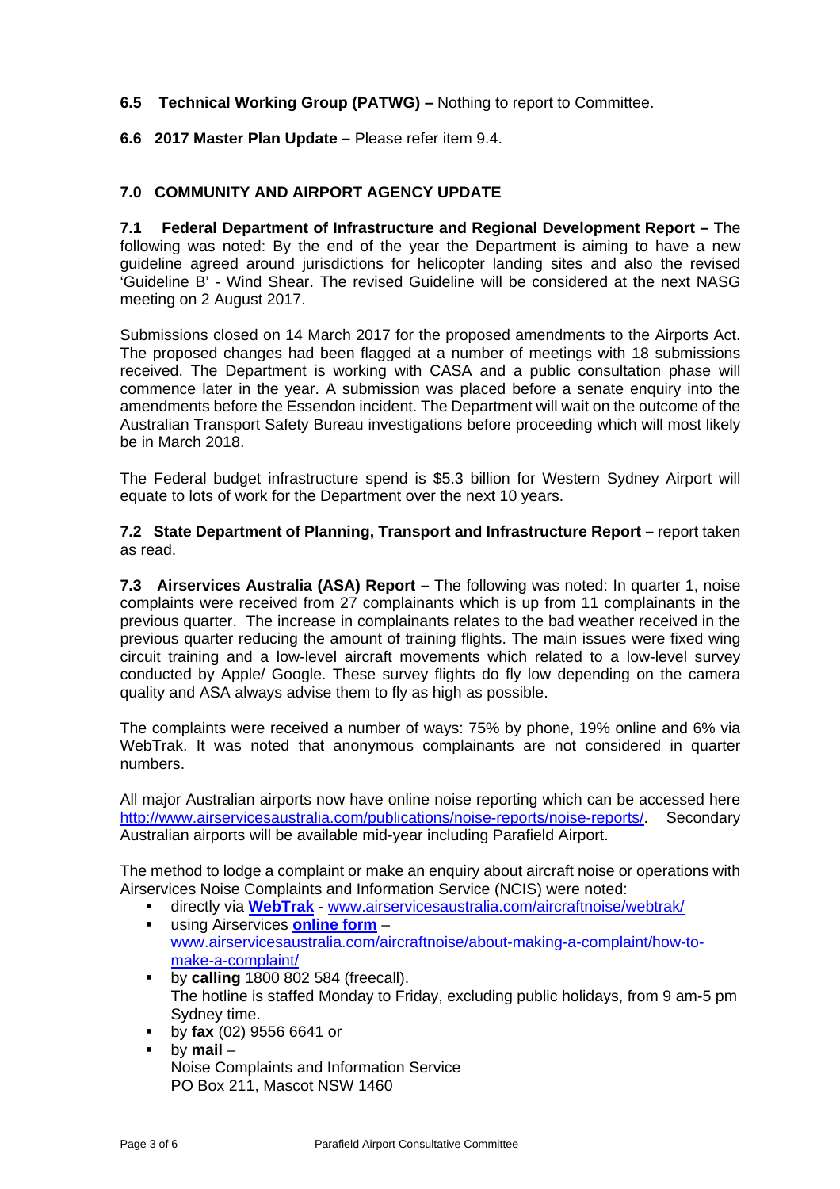**6.5 Technical Working Group (PATWG) –** Nothing to report to Committee.

**6.6 2017 Master Plan Update –** Please refer item 9.4.

## 7.0 COMMUNITY AND AIRPORT AGENCY UPDATE

**7.1 Federal Department of Infrastructure and Regional Development Report –** The following was noted: By the end of the year the Department is aiming to have a new guideline agreed around jurisdictions for helicopter landing sites and also the revised 'Guideline B' - Wind Shear. The revised Guideline will be considered at the next NASG meeting on 2 August 2017.

Submissions closed on 14 March 2017 for the proposed amendments to the Airports Act. The proposed changes had been flagged at a number of meetings with 18 submissions received. The Department is working with CASA and a public consultation phase will commence later in the year. A submission was placed before a senate enquiry into the amendments before the Essendon incident. The Department will wait on the outcome of the Australian Transport Safety Bureau investigations before proceeding which will most likely be in March 2018.

The Federal budget infrastructure spend is $5.3 billion for Western Sydney Airport will equate to lots of work for the Department over the next 10 years.

**7.2 State Department of Planning, Transport and Infrastructure Report –** report taken as read.

**7.3 Airservices Australia (ASA) Report –** The following was noted: In quarter 1, noise complaints were received from 27 complainants which is up from 11 complainants in the previous quarter. The increase in complainants relates to the bad weather received in the previous quarter reducing the amount of training flights. The main issues were fixed wing circuit training and a low-level aircraft movements which related to a low-level survey conducted by Apple/ Google. These survey flights do fly low depending on the camera quality and ASA always advise them to fly as high as possible.

The complaints were received a number of ways: 75% by phone, 19% online and 6% via WebTrak. It was noted that anonymous complainants are not considered in quarter numbers.

All major Australian airports now have online noise reporting which can be accessed here http://www.airservicesaustralia.com/publications/noise-reports/noise-reports/. Secondary Australian airports will be available mid-year including Parafield Airport.

The method to lodge a complaint or make an enquiry about aircraft noise or operations with Airservices Noise Complaints and Information Service (NCIS) were noted:

- directly via **WebTrak** - www.airservicesaustralia.com/aircraftnoise/webtrak/
- using Airservices **online form** – www.airservicesaustralia.com/aircraftnoise/about-making-a-complaint/how-to-make-a-complaint/
- by **calling** 1800 802 584 (freecall).
  The hotline is staffed Monday to Friday, excluding public holidays, from 9 am-5 pm Sydney time.
- by **fax** (02) 9556 6641 or
- by **mail** –
  Noise Complaints and Information Service
  PO Box 211, Mascot NSW 1460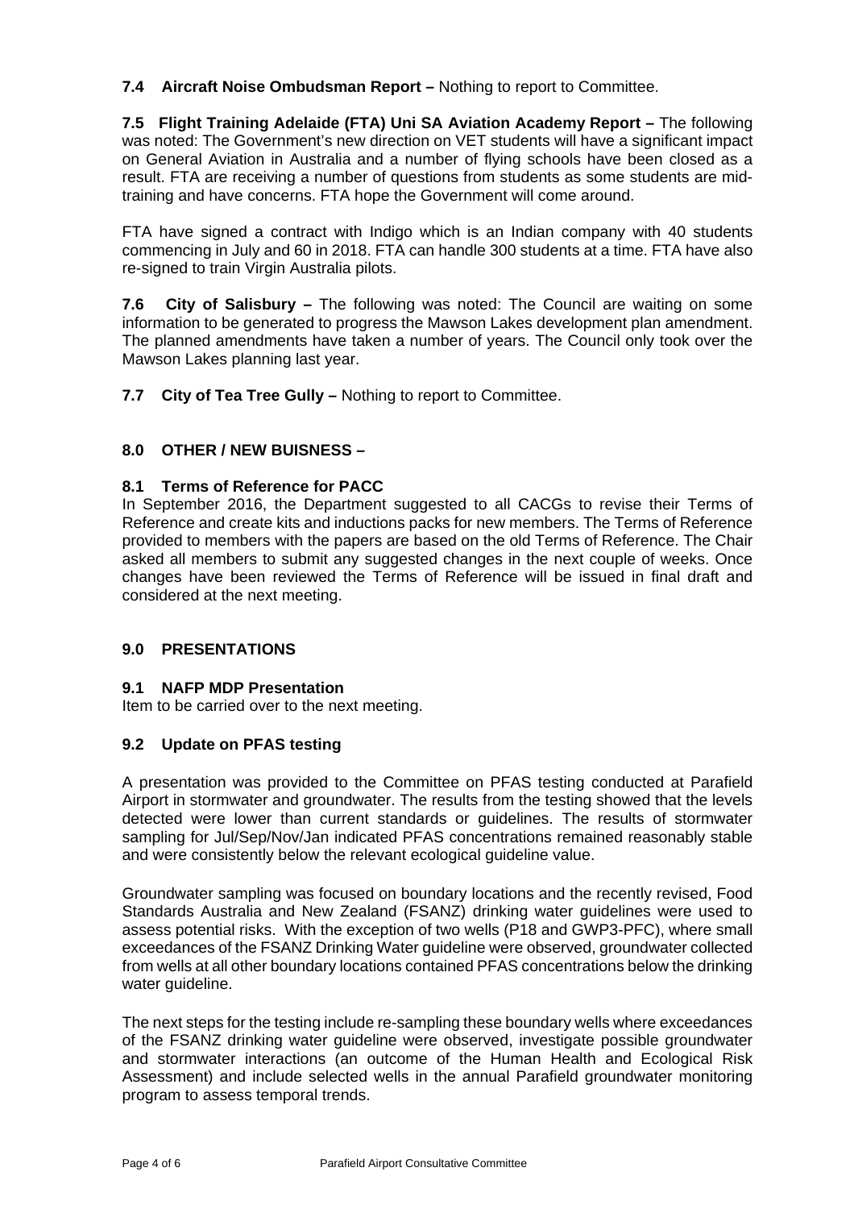**7.4 Aircraft Noise Ombudsman Report –** Nothing to report to Committee.

**7.5 Flight Training Adelaide (FTA) Uni SA Aviation Academy Report –** The following was noted: The Government's new direction on VET students will have a significant impact on General Aviation in Australia and a number of flying schools have been closed as a result. FTA are receiving a number of questions from students as some students are mid-training and have concerns. FTA hope the Government will come around.

FTA have signed a contract with Indigo which is an Indian company with 40 students commencing in July and 60 in 2018. FTA can handle 300 students at a time. FTA have also re-signed to train Virgin Australia pilots.

**7.6 City of Salisbury –** The following was noted: The Council are waiting on some information to be generated to progress the Mawson Lakes development plan amendment. The planned amendments have taken a number of years. The Council only took over the Mawson Lakes planning last year.

**7.7 City of Tea Tree Gully –** Nothing to report to Committee.

## 8.0 OTHER / NEW BUISNESS –

### 8.1 Terms of Reference for PACC

In September 2016, the Department suggested to all CACGs to revise their Terms of Reference and create kits and inductions packs for new members. The Terms of Reference provided to members with the papers are based on the old Terms of Reference. The Chair asked all members to submit any suggested changes in the next couple of weeks. Once changes have been reviewed the Terms of Reference will be issued in final draft and considered at the next meeting.

## 9.0 PRESENTATIONS

### 9.1 NAFP MDP Presentation

Item to be carried over to the next meeting.

### 9.2 Update on PFAS testing

A presentation was provided to the Committee on PFAS testing conducted at Parafield Airport in stormwater and groundwater. The results from the testing showed that the levels detected were lower than current standards or guidelines. The results of stormwater sampling for Jul/Sep/Nov/Jan indicated PFAS concentrations remained reasonably stable and were consistently below the relevant ecological guideline value.

Groundwater sampling was focused on boundary locations and the recently revised, Food Standards Australia and New Zealand (FSANZ) drinking water guidelines were used to assess potential risks. With the exception of two wells (P18 and GWP3-PFC), where small exceedances of the FSANZ Drinking Water guideline were observed, groundwater collected from wells at all other boundary locations contained PFAS concentrations below the drinking water guideline.

The next steps for the testing include re-sampling these boundary wells where exceedances of the FSANZ drinking water guideline were observed, investigate possible groundwater and stormwater interactions (an outcome of the Human Health and Ecological Risk Assessment) and include selected wells in the annual Parafield groundwater monitoring program to assess temporal trends.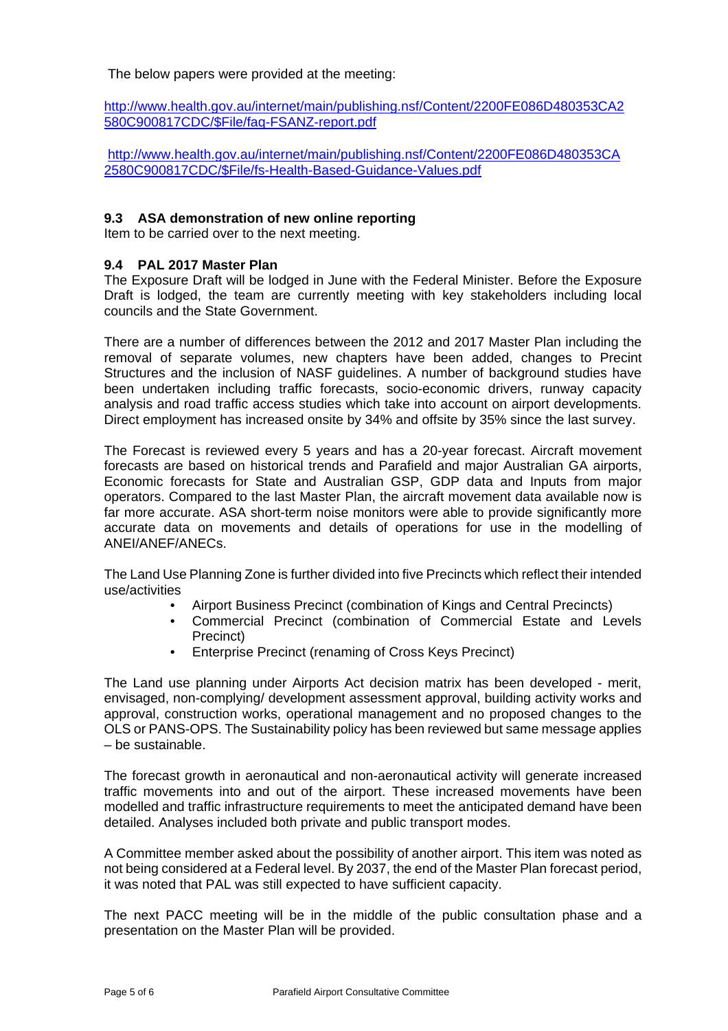The below papers were provided at the meeting:

http://www.health.gov.au/internet/main/publishing.nsf/Content/2200FE086D480353CA2580C900817CDC/$File/faq-FSANZ-report.pdf

http://www.health.gov.au/internet/main/publishing.nsf/Content/2200FE086D480353CA2580C900817CDC/$File/fs-Health-Based-Guidance-Values.pdf

### 9.3 ASA demonstration of new online reporting

Item to be carried over to the next meeting.

### 9.4 PAL 2017 Master Plan

The Exposure Draft will be lodged in June with the Federal Minister. Before the Exposure Draft is lodged, the team are currently meeting with key stakeholders including local councils and the State Government.

There are a number of differences between the 2012 and 2017 Master Plan including the removal of separate volumes, new chapters have been added, changes to Precint Structures and the inclusion of NASF guidelines. A number of background studies have been undertaken including traffic forecasts, socio-economic drivers, runway capacity analysis and road traffic access studies which take into account on airport developments. Direct employment has increased onsite by 34% and offsite by 35% since the last survey.

The Forecast is reviewed every 5 years and has a 20-year forecast. Aircraft movement forecasts are based on historical trends and Parafield and major Australian GA airports, Economic forecasts for State and Australian GSP, GDP data and Inputs from major operators. Compared to the last Master Plan, the aircraft movement data available now is far more accurate. ASA short-term noise monitors were able to provide significantly more accurate data on movements and details of operations for use in the modelling of ANEI/ANEF/ANECs.

The Land Use Planning Zone is further divided into five Precincts which reflect their intended use/activities

- Airport Business Precinct (combination of Kings and Central Precincts)
- Commercial Precinct (combination of Commercial Estate and Levels Precinct)
- Enterprise Precinct (renaming of Cross Keys Precinct)

The Land use planning under Airports Act decision matrix has been developed - merit, envisaged, non-complying/ development assessment approval, building activity works and approval, construction works, operational management and no proposed changes to the OLS or PANS-OPS. The Sustainability policy has been reviewed but same message applies – be sustainable.

The forecast growth in aeronautical and non-aeronautical activity will generate increased traffic movements into and out of the airport. These increased movements have been modelled and traffic infrastructure requirements to meet the anticipated demand have been detailed. Analyses included both private and public transport modes.

A Committee member asked about the possibility of another airport. This item was noted as not being considered at a Federal level. By 2037, the end of the Master Plan forecast period, it was noted that PAL was still expected to have sufficient capacity.

The next PACC meeting will be in the middle of the public consultation phase and a presentation on the Master Plan will be provided.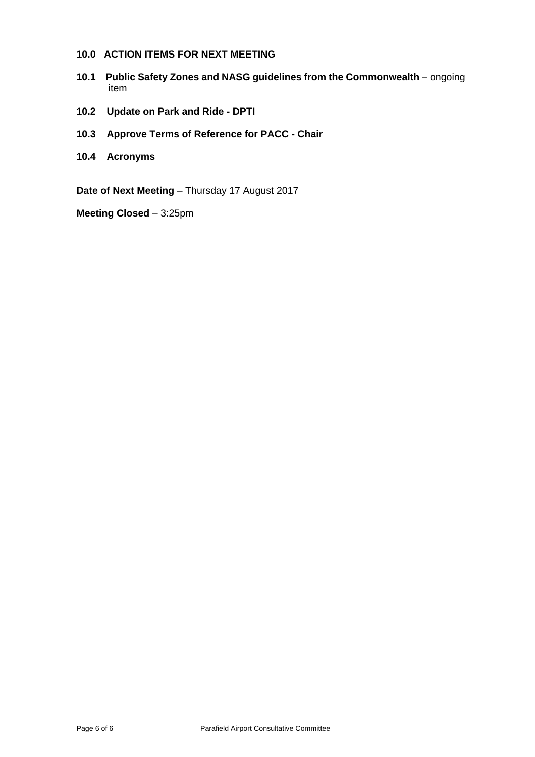## 10.0 ACTION ITEMS FOR NEXT MEETING

**10.1 Public Safety Zones and NASG guidelines from the Commonwealth** – ongoing item

**10.2 Update on Park and Ride - DPTI**

**10.3 Approve Terms of Reference for PACC - Chair**

**10.4 Acronyms**

**Date of Next Meeting** – Thursday 17 August 2017

**Meeting Closed** – 3:25pm